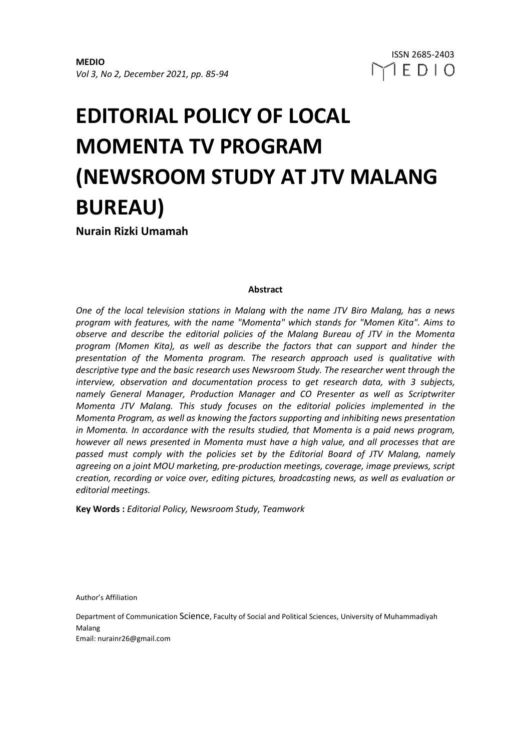# EDITORIAL POLICY OF LOCAL MOMENTA TV PROGRAM (NEWSROOM STUDY AT JTV MALANG BUREAU)

**Nurain Rizki Umamah**

**Abstract**

*One of the local television stations in Malang with the name JTV Biro Malang, has a news program with features, with the name "Momenta" which stands for "Momen Kita". Aims to observe and describe the editorial policies of the Malang Bureau of JTV in the Momenta program (Momen Kita), as well as describe the factors that can support and hinder the presentation of the Momenta program. The research approach used is qualitative with descriptive type and the basic research uses Newsroom Study. The researcher went through the interview, observation and documentation process to get research data, with 3 subjects, namely General Manager, Production Manager and CO Presenter as well as Scriptwriter Momenta JTV Malang. This study focuses on the editorial policies implemented in the Momenta Program, as well as knowing the factors supporting and inhibiting news presentation in Momenta. In accordance with the results studied, that Momenta is a paid news program, however all news presented in Momenta must have a high value, and all processes that are passed must comply with the policies set by the Editorial Board of JTV Malang, namely agreeing on a joint MOU marketing, pre-production meetings, coverage, image previews, script creation, recording or voice over, editing pictures, broadcasting news, as well as evaluation or editorial meetings.*

**Key Words :** *Editorial Policy, Newsroom Study, Teamwork*

Author's Affiliation

Department of Communication Science, Faculty of Social and Political Sciences, University of Muhammadiyah Malang
Email: nurainr26@gmail.com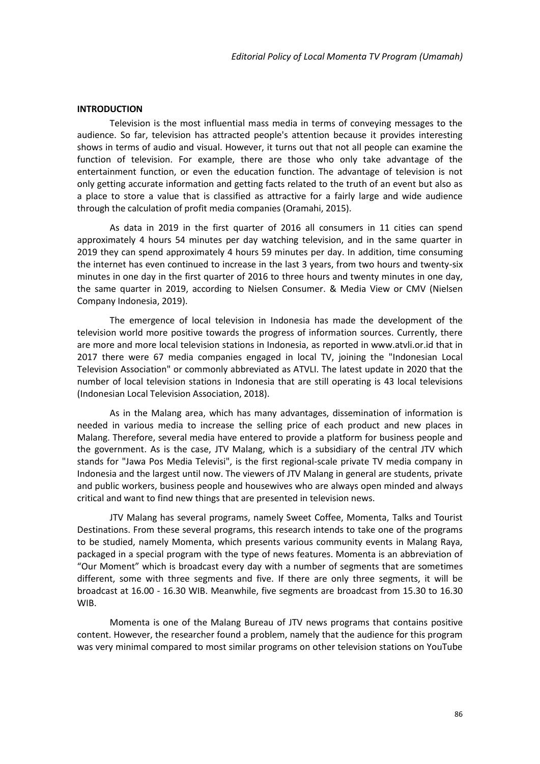## INTRODUCTION

Television is the most influential mass media in terms of conveying messages to the audience. So far, television has attracted people's attention because it provides interesting shows in terms of audio and visual. However, it turns out that not all people can examine the function of television. For example, there are those who only take advantage of the entertainment function, or even the education function. The advantage of television is not only getting accurate information and getting facts related to the truth of an event but also as a place to store a value that is classified as attractive for a fairly large and wide audience through the calculation of profit media companies (Oramahi, 2015).

As data in 2019 in the first quarter of 2016 all consumers in 11 cities can spend approximately 4 hours 54 minutes per day watching television, and in the same quarter in 2019 they can spend approximately 4 hours 59 minutes per day. In addition, time consuming the internet has even continued to increase in the last 3 years, from two hours and twenty-six minutes in one day in the first quarter of 2016 to three hours and twenty minutes in one day, the same quarter in 2019, according to Nielsen Consumer. & Media View or CMV (Nielsen Company Indonesia, 2019).

The emergence of local television in Indonesia has made the development of the television world more positive towards the progress of information sources. Currently, there are more and more local television stations in Indonesia, as reported in www.atvli.or.id that in 2017 there were 67 media companies engaged in local TV, joining the "Indonesian Local Television Association" or commonly abbreviated as ATVLI. The latest update in 2020 that the number of local television stations in Indonesia that are still operating is 43 local televisions (Indonesian Local Television Association, 2018).

As in the Malang area, which has many advantages, dissemination of information is needed in various media to increase the selling price of each product and new places in Malang. Therefore, several media have entered to provide a platform for business people and the government. As is the case, JTV Malang, which is a subsidiary of the central JTV which stands for "Jawa Pos Media Televisi", is the first regional-scale private TV media company in Indonesia and the largest until now. The viewers of JTV Malang in general are students, private and public workers, business people and housewives who are always open minded and always critical and want to find new things that are presented in television news.

JTV Malang has several programs, namely Sweet Coffee, Momenta, Talks and Tourist Destinations. From these several programs, this research intends to take one of the programs to be studied, namely Momenta, which presents various community events in Malang Raya, packaged in a special program with the type of news features. Momenta is an abbreviation of "Our Moment" which is broadcast every day with a number of segments that are sometimes different, some with three segments and five. If there are only three segments, it will be broadcast at 16.00 - 16.30 WIB. Meanwhile, five segments are broadcast from 15.30 to 16.30 WIB.

Momenta is one of the Malang Bureau of JTV news programs that contains positive content. However, the researcher found a problem, namely that the audience for this program was very minimal compared to most similar programs on other television stations on YouTube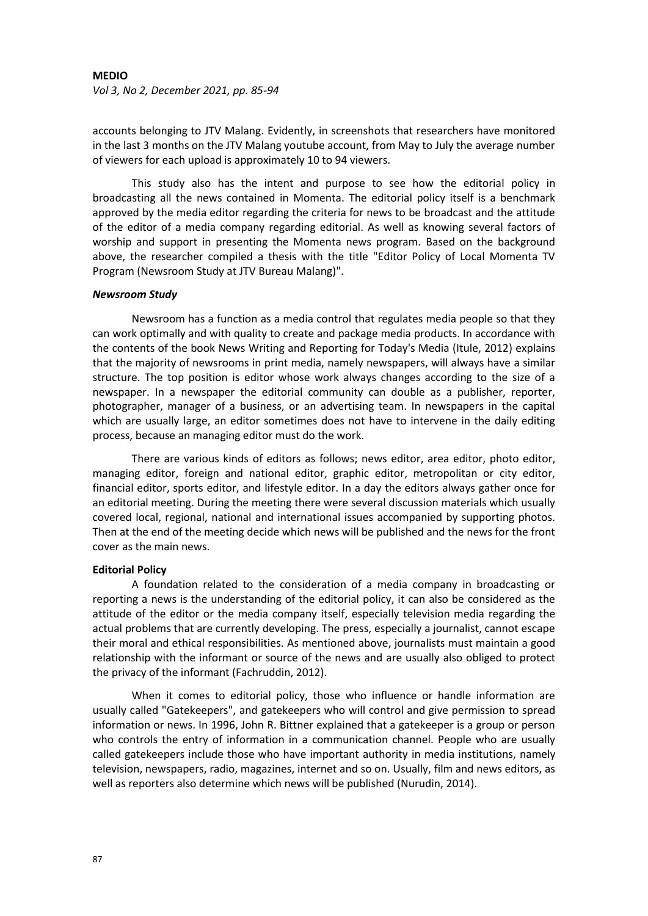accounts belonging to JTV Malang. Evidently, in screenshots that researchers have monitored in the last 3 months on the JTV Malang youtube account, from May to July the average number of viewers for each upload is approximately 10 to 94 viewers.

This study also has the intent and purpose to see how the editorial policy in broadcasting all the news contained in Momenta. The editorial policy itself is a benchmark approved by the media editor regarding the criteria for news to be broadcast and the attitude of the editor of a media company regarding editorial. As well as knowing several factors of worship and support in presenting the Momenta news program. Based on the background above, the researcher compiled a thesis with the title "Editor Policy of Local Momenta TV Program (Newsroom Study at JTV Bureau Malang)".

***Newsroom Study***

Newsroom has a function as a media control that regulates media people so that they can work optimally and with quality to create and package media products. In accordance with the contents of the book News Writing and Reporting for Today's Media (Itule, 2012) explains that the majority of newsrooms in print media, namely newspapers, will always have a similar structure. The top position is editor whose work always changes according to the size of a newspaper. In a newspaper the editorial community can double as a publisher, reporter, photographer, manager of a business, or an advertising team. In newspapers in the capital which are usually large, an editor sometimes does not have to intervene in the daily editing process, because an managing editor must do the work.

There are various kinds of editors as follows; news editor, area editor, photo editor, managing editor, foreign and national editor, graphic editor, metropolitan or city editor, financial editor, sports editor, and lifestyle editor. In a day the editors always gather once for an editorial meeting. During the meeting there were several discussion materials which usually covered local, regional, national and international issues accompanied by supporting photos. Then at the end of the meeting decide which news will be published and the news for the front cover as the main news.

**Editorial Policy**

A foundation related to the consideration of a media company in broadcasting or reporting a news is the understanding of the editorial policy, it can also be considered as the attitude of the editor or the media company itself, especially television media regarding the actual problems that are currently developing. The press, especially a journalist, cannot escape their moral and ethical responsibilities. As mentioned above, journalists must maintain a good relationship with the informant or source of the news and are usually also obliged to protect the privacy of the informant (Fachruddin, 2012).

When it comes to editorial policy, those who influence or handle information are usually called "Gatekeepers", and gatekeepers who will control and give permission to spread information or news. In 1996, John R. Bittner explained that a gatekeeper is a group or person who controls the entry of information in a communication channel. People who are usually called gatekeepers include those who have important authority in media institutions, namely television, newspapers, radio, magazines, internet and so on. Usually, film and news editors, as well as reporters also determine which news will be published (Nurudin, 2014).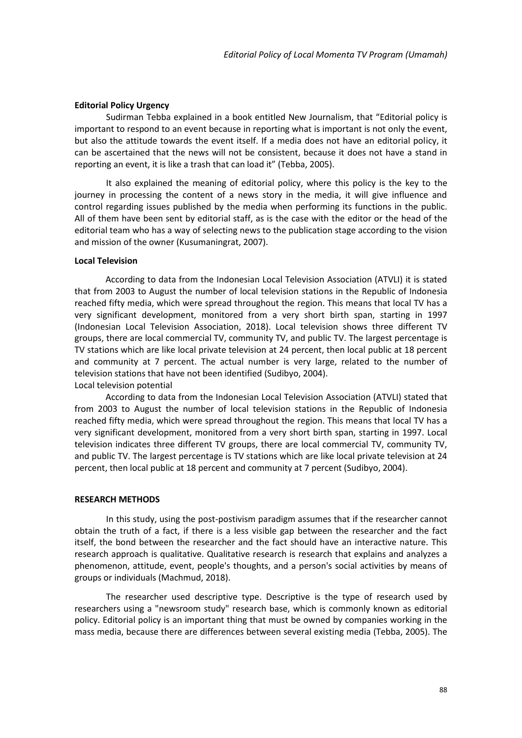**Editorial Policy Urgency**

Sudirman Tebba explained in a book entitled New Journalism, that "Editorial policy is important to respond to an event because in reporting what is important is not only the event, but also the attitude towards the event itself. If a media does not have an editorial policy, it can be ascertained that the news will not be consistent, because it does not have a stand in reporting an event, it is like a trash that can load it" (Tebba, 2005).

It also explained the meaning of editorial policy, where this policy is the key to the journey in processing the content of a news story in the media, it will give influence and control regarding issues published by the media when performing its functions in the public. All of them have been sent by editorial staff, as is the case with the editor or the head of the editorial team who has a way of selecting news to the publication stage according to the vision and mission of the owner (Kusumaningrat, 2007).

**Local Television**

According to data from the Indonesian Local Television Association (ATVLI) it is stated that from 2003 to August the number of local television stations in the Republic of Indonesia reached fifty media, which were spread throughout the region. This means that local TV has a very significant development, monitored from a very short birth span, starting in 1997 (Indonesian Local Television Association, 2018). Local television shows three different TV groups, there are local commercial TV, community TV, and public TV. The largest percentage is TV stations which are like local private television at 24 percent, then local public at 18 percent and community at 7 percent. The actual number is very large, related to the number of television stations that have not been identified (Sudibyo, 2004).

Local television potential

According to data from the Indonesian Local Television Association (ATVLI) stated that from 2003 to August the number of local television stations in the Republic of Indonesia reached fifty media, which were spread throughout the region. This means that local TV has a very significant development, monitored from a very short birth span, starting in 1997. Local television indicates three different TV groups, there are local commercial TV, community TV, and public TV. The largest percentage is TV stations which are like local private television at 24 percent, then local public at 18 percent and community at 7 percent (Sudibyo, 2004).

**RESEARCH METHODS**

In this study, using the post-postivism paradigm assumes that if the researcher cannot obtain the truth of a fact, if there is a less visible gap between the researcher and the fact itself, the bond between the researcher and the fact should have an interactive nature. This research approach is qualitative. Qualitative research is research that explains and analyzes a phenomenon, attitude, event, people's thoughts, and a person's social activities by means of groups or individuals (Machmud, 2018).

The researcher used descriptive type. Descriptive is the type of research used by researchers using a "newsroom study" research base, which is commonly known as editorial policy. Editorial policy is an important thing that must be owned by companies working in the mass media, because there are differences between several existing media (Tebba, 2005). The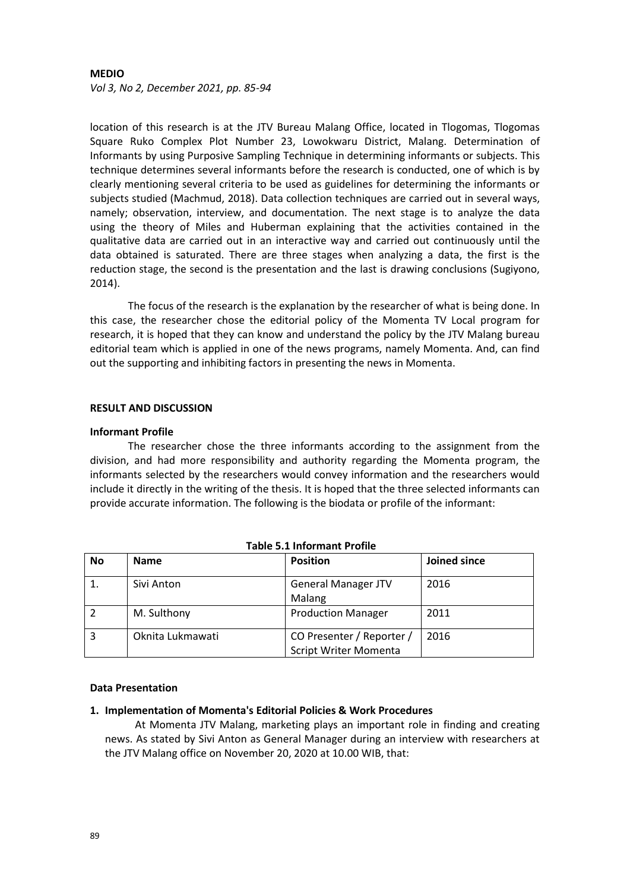location of this research is at the JTV Bureau Malang Office, located in Tlogomas, Tlogomas Square Ruko Complex Plot Number 23, Lowokwaru District, Malang. Determination of Informants by using Purposive Sampling Technique in determining informants or subjects. This technique determines several informants before the research is conducted, one of which is by clearly mentioning several criteria to be used as guidelines for determining the informants or subjects studied (Machmud, 2018). Data collection techniques are carried out in several ways, namely; observation, interview, and documentation. The next stage is to analyze the data using the theory of Miles and Huberman explaining that the activities contained in the qualitative data are carried out in an interactive way and carried out continuously until the data obtained is saturated. There are three stages when analyzing a data, the first is the reduction stage, the second is the presentation and the last is drawing conclusions (Sugiyono, 2014).

The focus of the research is the explanation by the researcher of what is being done. In this case, the researcher chose the editorial policy of the Momenta TV Local program for research, it is hoped that they can know and understand the policy by the JTV Malang bureau editorial team which is applied in one of the news programs, namely Momenta. And, can find out the supporting and inhibiting factors in presenting the news in Momenta.

## RESULT AND DISCUSSION

### Informant Profile

The researcher chose the three informants according to the assignment from the division, and had more responsibility and authority regarding the Momenta program, the informants selected by the researchers would convey information and the researchers would include it directly in the writing of the thesis. It is hoped that the three selected informants can provide accurate information. The following is the biodata or profile of the informant:

**Table 5.1 Informant Profile**

| No | Name | Position | Joined since |
|---|---|---|---|
| 1. | Sivi Anton | General Manager JTV Malang | 2016 |
| 2 | M. Sulthony | Production Manager | 2011 |
| 3 | Oknita Lukmawati | CO Presenter / Reporter / Script Writer Momenta | 2016 |

### Data Presentation

#### 1. Implementation of Momenta's Editorial Policies & Work Procedures

At Momenta JTV Malang, marketing plays an important role in finding and creating news. As stated by Sivi Anton as General Manager during an interview with researchers at the JTV Malang office on November 20, 2020 at 10.00 WIB, that: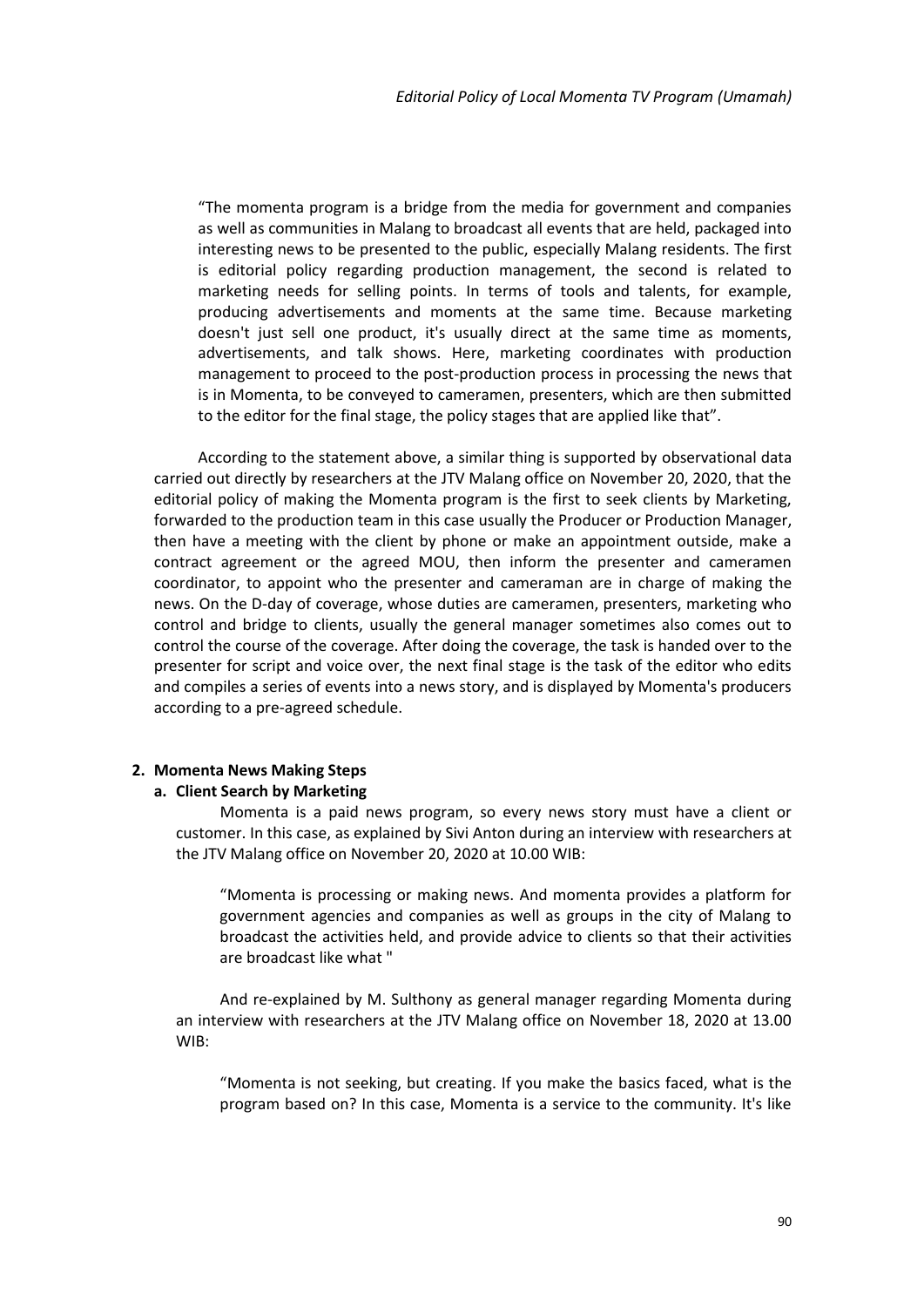"The momenta program is a bridge from the media for government and companies as well as communities in Malang to broadcast all events that are held, packaged into interesting news to be presented to the public, especially Malang residents. The first is editorial policy regarding production management, the second is related to marketing needs for selling points. In terms of tools and talents, for example, producing advertisements and moments at the same time. Because marketing doesn't just sell one product, it's usually direct at the same time as moments, advertisements, and talk shows. Here, marketing coordinates with production management to proceed to the post-production process in processing the news that is in Momenta, to be conveyed to cameramen, presenters, which are then submitted to the editor for the final stage, the policy stages that are applied like that".

According to the statement above, a similar thing is supported by observational data carried out directly by researchers at the JTV Malang office on November 20, 2020, that the editorial policy of making the Momenta program is the first to seek clients by Marketing, forwarded to the production team in this case usually the Producer or Production Manager, then have a meeting with the client by phone or make an appointment outside, make a contract agreement or the agreed MOU, then inform the presenter and cameramen coordinator, to appoint who the presenter and cameraman are in charge of making the news. On the D-day of coverage, whose duties are cameramen, presenters, marketing who control and bridge to clients, usually the general manager sometimes also comes out to control the course of the coverage. After doing the coverage, the task is handed over to the presenter for script and voice over, the next final stage is the task of the editor who edits and compiles a series of events into a news story, and is displayed by Momenta's producers according to a pre-agreed schedule.

## 2. Momenta News Making Steps

### a. Client Search by Marketing

Momenta is a paid news program, so every news story must have a client or customer. In this case, as explained by Sivi Anton during an interview with researchers at the JTV Malang office on November 20, 2020 at 10.00 WIB:

"Momenta is processing or making news. And momenta provides a platform for government agencies and companies as well as groups in the city of Malang to broadcast the activities held, and provide advice to clients so that their activities are broadcast like what "

And re-explained by M. Sulthony as general manager regarding Momenta during an interview with researchers at the JTV Malang office on November 18, 2020 at 13.00 WIB:

"Momenta is not seeking, but creating. If you make the basics faced, what is the program based on? In this case, Momenta is a service to the community. It's like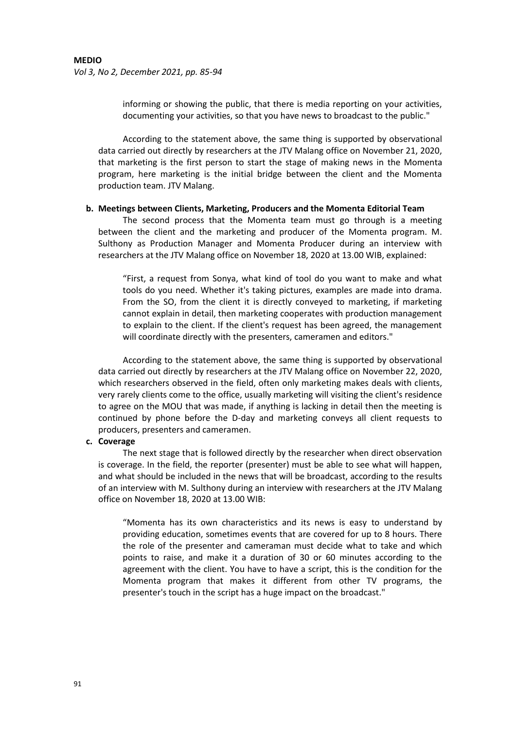informing or showing the public, that there is media reporting on your activities, documenting your activities, so that you have news to broadcast to the public."

According to the statement above, the same thing is supported by observational data carried out directly by researchers at the JTV Malang office on November 21, 2020, that marketing is the first person to start the stage of making news in the Momenta program, here marketing is the initial bridge between the client and the Momenta production team. JTV Malang.

**b. Meetings between Clients, Marketing, Producers and the Momenta Editorial Team**

The second process that the Momenta team must go through is a meeting between the client and the marketing and producer of the Momenta program. M. Sulthony as Production Manager and Momenta Producer during an interview with researchers at the JTV Malang office on November 18, 2020 at 13.00 WIB, explained:

> "First, a request from Sonya, what kind of tool do you want to make and what tools do you need. Whether it's taking pictures, examples are made into drama. From the SO, from the client it is directly conveyed to marketing, if marketing cannot explain in detail, then marketing cooperates with production management to explain to the client. If the client's request has been agreed, the management will coordinate directly with the presenters, cameramen and editors."

According to the statement above, the same thing is supported by observational data carried out directly by researchers at the JTV Malang office on November 22, 2020, which researchers observed in the field, often only marketing makes deals with clients, very rarely clients come to the office, usually marketing will visiting the client's residence to agree on the MOU that was made, if anything is lacking in detail then the meeting is continued by phone before the D-day and marketing conveys all client requests to producers, presenters and cameramen.

**c. Coverage**

The next stage that is followed directly by the researcher when direct observation is coverage. In the field, the reporter (presenter) must be able to see what will happen, and what should be included in the news that will be broadcast, according to the results of an interview with M. Sulthony during an interview with researchers at the JTV Malang office on November 18, 2020 at 13.00 WIB:

> "Momenta has its own characteristics and its news is easy to understand by providing education, sometimes events that are covered for up to 8 hours. There the role of the presenter and cameraman must decide what to take and which points to raise, and make it a duration of 30 or 60 minutes according to the agreement with the client. You have to have a script, this is the condition for the Momenta program that makes it different from other TV programs, the presenter's touch in the script has a huge impact on the broadcast."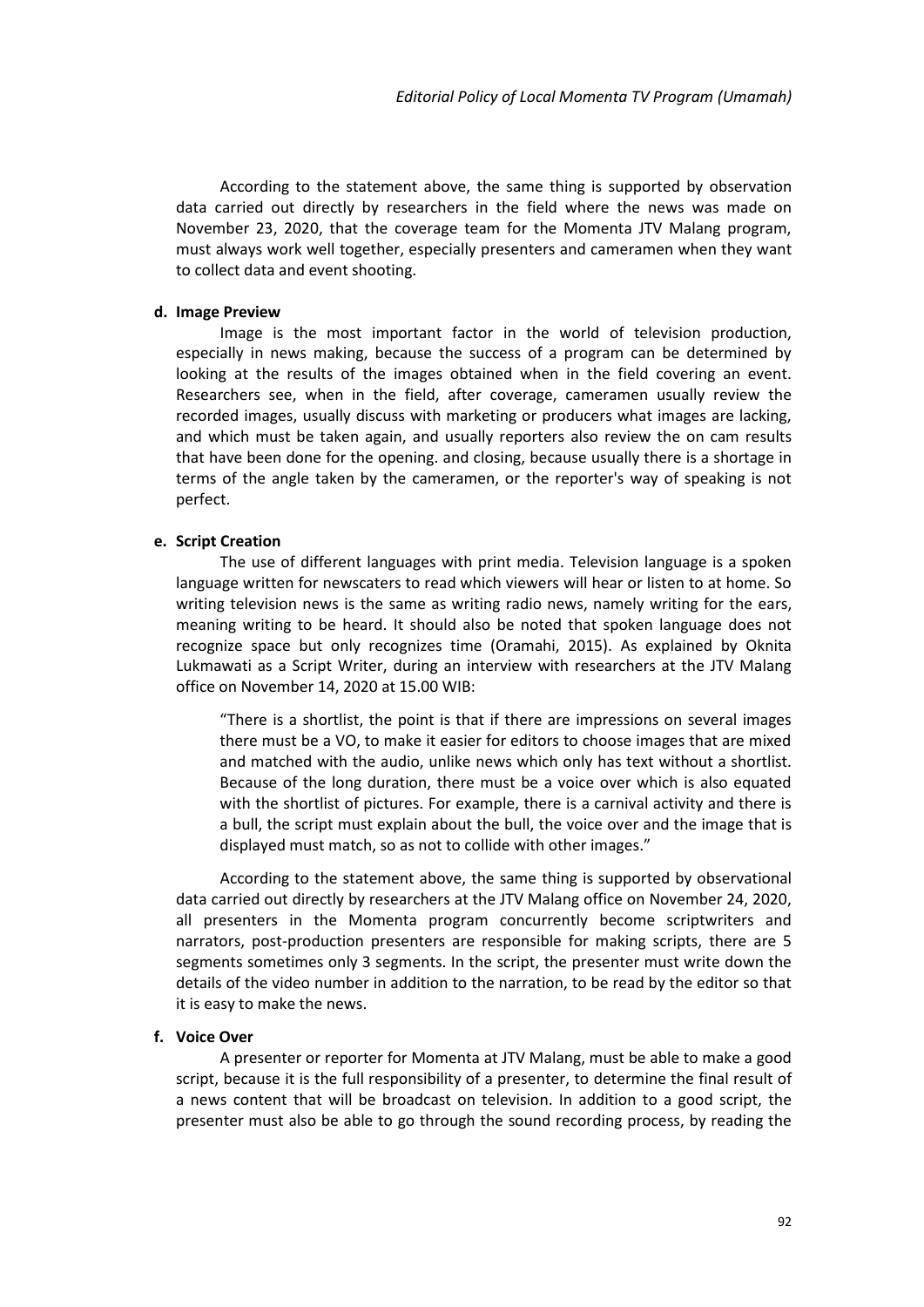According to the statement above, the same thing is supported by observation data carried out directly by researchers in the field where the news was made on November 23, 2020, that the coverage team for the Momenta JTV Malang program, must always work well together, especially presenters and cameramen when they want to collect data and event shooting.

**d. Image Preview**

Image is the most important factor in the world of television production, especially in news making, because the success of a program can be determined by looking at the results of the images obtained when in the field covering an event. Researchers see, when in the field, after coverage, cameramen usually review the recorded images, usually discuss with marketing or producers what images are lacking, and which must be taken again, and usually reporters also review the on cam results that have been done for the opening. and closing, because usually there is a shortage in terms of the angle taken by the cameramen, or the reporter's way of speaking is not perfect.

**e. Script Creation**

The use of different languages with print media. Television language is a spoken language written for newscaters to read which viewers will hear or listen to at home. So writing television news is the same as writing radio news, namely writing for the ears, meaning writing to be heard. It should also be noted that spoken language does not recognize space but only recognizes time (Oramahi, 2015). As explained by Oknita Lukmawati as a Script Writer, during an interview with researchers at the JTV Malang office on November 14, 2020 at 15.00 WIB:

> "There is a shortlist, the point is that if there are impressions on several images there must be a VO, to make it easier for editors to choose images that are mixed and matched with the audio, unlike news which only has text without a shortlist. Because of the long duration, there must be a voice over which is also equated with the shortlist of pictures. For example, there is a carnival activity and there is a bull, the script must explain about the bull, the voice over and the image that is displayed must match, so as not to collide with other images."

According to the statement above, the same thing is supported by observational data carried out directly by researchers at the JTV Malang office on November 24, 2020, all presenters in the Momenta program concurrently become scriptwriters and narrators, post-production presenters are responsible for making scripts, there are 5 segments sometimes only 3 segments. In the script, the presenter must write down the details of the video number in addition to the narration, to be read by the editor so that it is easy to make the news.

**f. Voice Over**

A presenter or reporter for Momenta at JTV Malang, must be able to make a good script, because it is the full responsibility of a presenter, to determine the final result of a news content that will be broadcast on television. In addition to a good script, the presenter must also be able to go through the sound recording process, by reading the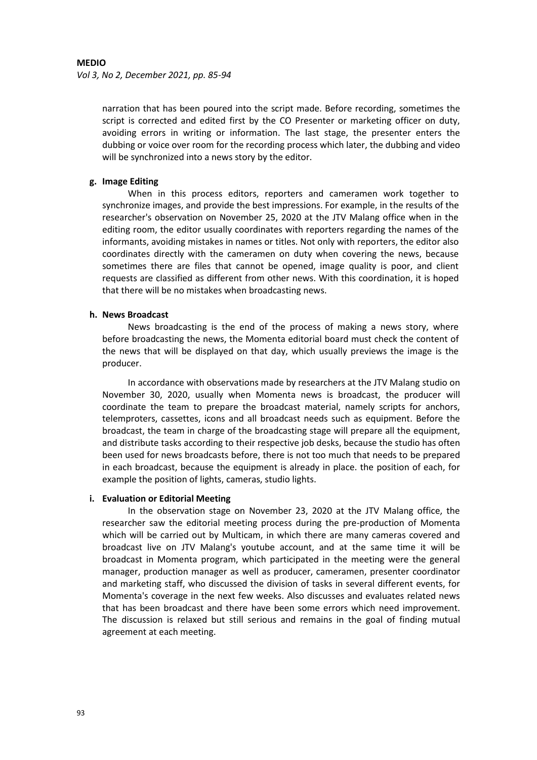narration that has been poured into the script made. Before recording, sometimes the script is corrected and edited first by the CO Presenter or marketing officer on duty, avoiding errors in writing or information. The last stage, the presenter enters the dubbing or voice over room for the recording process which later, the dubbing and video will be synchronized into a news story by the editor.

**g. Image Editing**

When in this process editors, reporters and cameramen work together to synchronize images, and provide the best impressions. For example, in the results of the researcher's observation on November 25, 2020 at the JTV Malang office when in the editing room, the editor usually coordinates with reporters regarding the names of the informants, avoiding mistakes in names or titles. Not only with reporters, the editor also coordinates directly with the cameramen on duty when covering the news, because sometimes there are files that cannot be opened, image quality is poor, and client requests are classified as different from other news. With this coordination, it is hoped that there will be no mistakes when broadcasting news.

**h. News Broadcast**

News broadcasting is the end of the process of making a news story, where before broadcasting the news, the Momenta editorial board must check the content of the news that will be displayed on that day, which usually previews the image is the producer.

In accordance with observations made by researchers at the JTV Malang studio on November 30, 2020, usually when Momenta news is broadcast, the producer will coordinate the team to prepare the broadcast material, namely scripts for anchors, telemproters, cassettes, icons and all broadcast needs such as equipment. Before the broadcast, the team in charge of the broadcasting stage will prepare all the equipment, and distribute tasks according to their respective job desks, because the studio has often been used for news broadcasts before, there is not too much that needs to be prepared in each broadcast, because the equipment is already in place. the position of each, for example the position of lights, cameras, studio lights.

**i. Evaluation or Editorial Meeting**

In the observation stage on November 23, 2020 at the JTV Malang office, the researcher saw the editorial meeting process during the pre-production of Momenta which will be carried out by Multicam, in which there are many cameras covered and broadcast live on JTV Malang's youtube account, and at the same time it will be broadcast in Momenta program, which participated in the meeting were the general manager, production manager as well as producer, cameramen, presenter coordinator and marketing staff, who discussed the division of tasks in several different events, for Momenta's coverage in the next few weeks. Also discusses and evaluates related news that has been broadcast and there have been some errors which need improvement. The discussion is relaxed but still serious and remains in the goal of finding mutual agreement at each meeting.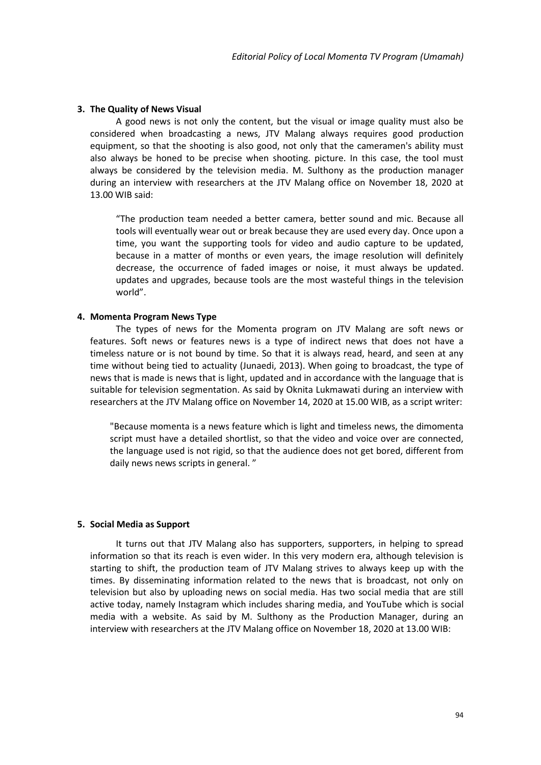### 3. The Quality of News Visual

A good news is not only the content, but the visual or image quality must also be considered when broadcasting a news, JTV Malang always requires good production equipment, so that the shooting is also good, not only that the cameramen's ability must also always be honed to be precise when shooting. picture. In this case, the tool must always be considered by the television media. M. Sulthony as the production manager during an interview with researchers at the JTV Malang office on November 18, 2020 at 13.00 WIB said:

> "The production team needed a better camera, better sound and mic. Because all tools will eventually wear out or break because they are used every day. Once upon a time, you want the supporting tools for video and audio capture to be updated, because in a matter of months or even years, the image resolution will definitely decrease, the occurrence of faded images or noise, it must always be updated. updates and upgrades, because tools are the most wasteful things in the television world".

### 4. Momenta Program News Type

The types of news for the Momenta program on JTV Malang are soft news or features. Soft news or features news is a type of indirect news that does not have a timeless nature or is not bound by time. So that it is always read, heard, and seen at any time without being tied to actuality (Junaedi, 2013). When going to broadcast, the type of news that is made is news that is light, updated and in accordance with the language that is suitable for television segmentation. As said by Oknita Lukmawati during an interview with researchers at the JTV Malang office on November 14, 2020 at 15.00 WIB, as a script writer:

> "Because momenta is a news feature which is light and timeless news, the dimomenta script must have a detailed shortlist, so that the video and voice over are connected, the language used is not rigid, so that the audience does not get bored, different from daily news news scripts in general. "

### 5. Social Media as Support

It turns out that JTV Malang also has supporters, supporters, in helping to spread information so that its reach is even wider. In this very modern era, although television is starting to shift, the production team of JTV Malang strives to always keep up with the times. By disseminating information related to the news that is broadcast, not only on television but also by uploading news on social media. Has two social media that are still active today, namely Instagram which includes sharing media, and YouTube which is social media with a website. As said by M. Sulthony as the Production Manager, during an interview with researchers at the JTV Malang office on November 18, 2020 at 13.00 WIB: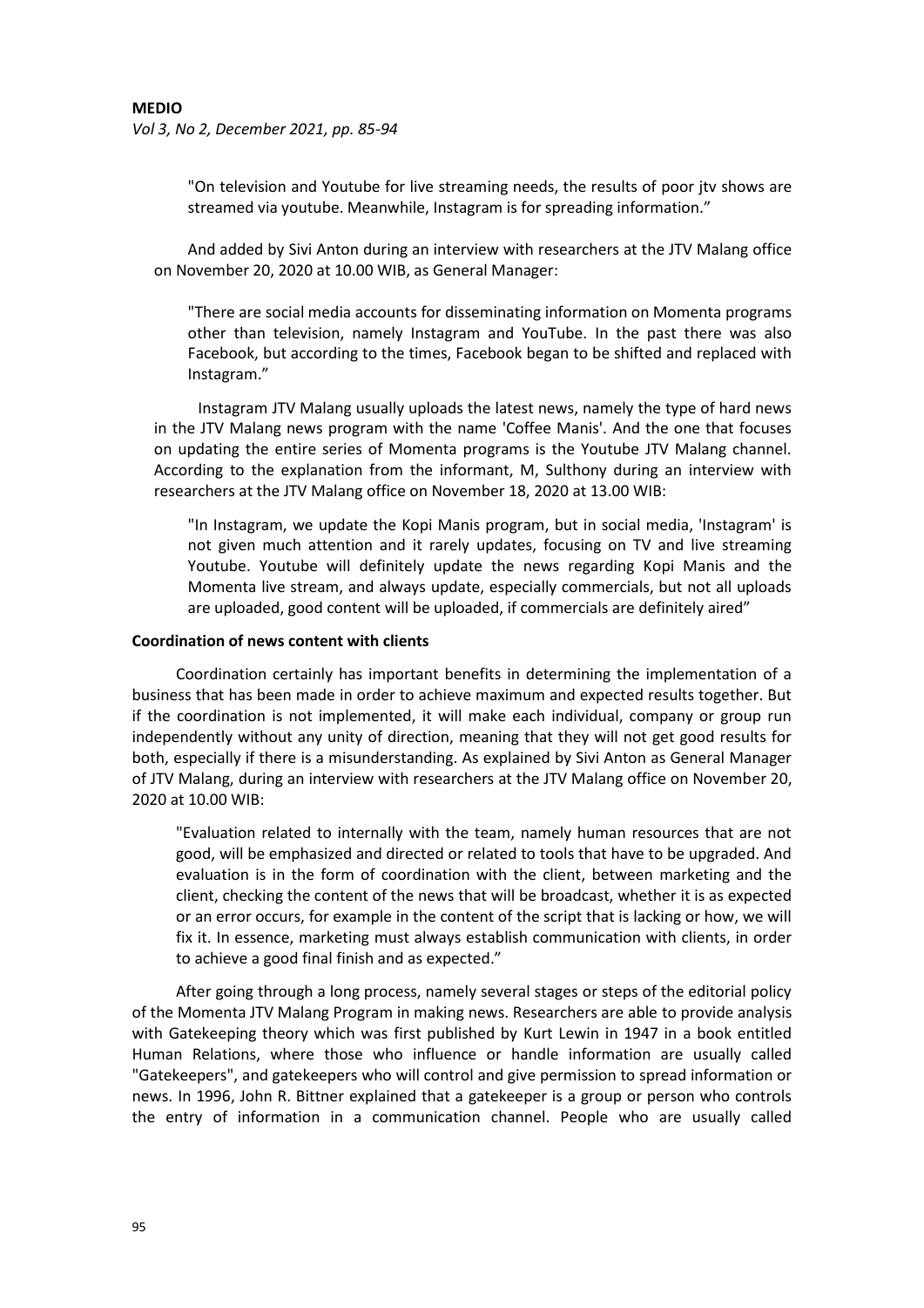"On television and Youtube for live streaming needs, the results of poor jtv shows are streamed via youtube. Meanwhile, Instagram is for spreading information."

And added by Sivi Anton during an interview with researchers at the JTV Malang office on November 20, 2020 at 10.00 WIB, as General Manager:

"There are social media accounts for disseminating information on Momenta programs other than television, namely Instagram and YouTube. In the past there was also Facebook, but according to the times, Facebook began to be shifted and replaced with Instagram."

Instagram JTV Malang usually uploads the latest news, namely the type of hard news in the JTV Malang news program with the name 'Coffee Manis'. And the one that focuses on updating the entire series of Momenta programs is the Youtube JTV Malang channel. According to the explanation from the informant, M, Sulthony during an interview with researchers at the JTV Malang office on November 18, 2020 at 13.00 WIB:

"In Instagram, we update the Kopi Manis program, but in social media, 'Instagram' is not given much attention and it rarely updates, focusing on TV and live streaming Youtube. Youtube will definitely update the news regarding Kopi Manis and the Momenta live stream, and always update, especially commercials, but not all uploads are uploaded, good content will be uploaded, if commercials are definitely aired"

**Coordination of news content with clients**

Coordination certainly has important benefits in determining the implementation of a business that has been made in order to achieve maximum and expected results together. But if the coordination is not implemented, it will make each individual, company or group run independently without any unity of direction, meaning that they will not get good results for both, especially if there is a misunderstanding. As explained by Sivi Anton as General Manager of JTV Malang, during an interview with researchers at the JTV Malang office on November 20, 2020 at 10.00 WIB:

"Evaluation related to internally with the team, namely human resources that are not good, will be emphasized and directed or related to tools that have to be upgraded. And evaluation is in the form of coordination with the client, between marketing and the client, checking the content of the news that will be broadcast, whether it is as expected or an error occurs, for example in the content of the script that is lacking or how, we will fix it. In essence, marketing must always establish communication with clients, in order to achieve a good final finish and as expected."

After going through a long process, namely several stages or steps of the editorial policy of the Momenta JTV Malang Program in making news. Researchers are able to provide analysis with Gatekeeping theory which was first published by Kurt Lewin in 1947 in a book entitled Human Relations, where those who influence or handle information are usually called "Gatekeepers", and gatekeepers who will control and give permission to spread information or news. In 1996, John R. Bittner explained that a gatekeeper is a group or person who controls the entry of information in a communication channel. People who are usually called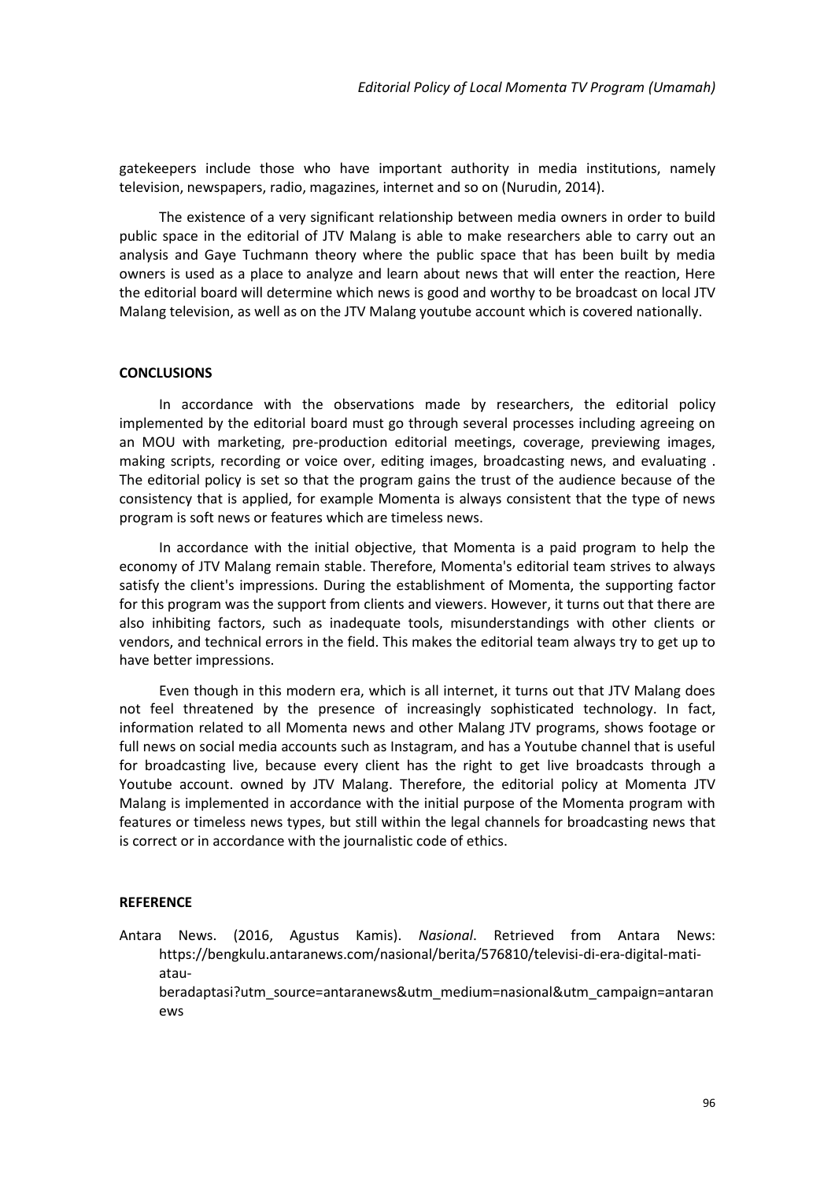gatekeepers include those who have important authority in media institutions, namely television, newspapers, radio, magazines, internet and so on (Nurudin, 2014).

The existence of a very significant relationship between media owners in order to build public space in the editorial of JTV Malang is able to make researchers able to carry out an analysis and Gaye Tuchmann theory where the public space that has been built by media owners is used as a place to analyze and learn about news that will enter the reaction, Here the editorial board will determine which news is good and worthy to be broadcast on local JTV Malang television, as well as on the JTV Malang youtube account which is covered nationally.

## CONCLUSIONS

In accordance with the observations made by researchers, the editorial policy implemented by the editorial board must go through several processes including agreeing on an MOU with marketing, pre-production editorial meetings, coverage, previewing images, making scripts, recording or voice over, editing images, broadcasting news, and evaluating . The editorial policy is set so that the program gains the trust of the audience because of the consistency that is applied, for example Momenta is always consistent that the type of news program is soft news or features which are timeless news.

In accordance with the initial objective, that Momenta is a paid program to help the economy of JTV Malang remain stable. Therefore, Momenta's editorial team strives to always satisfy the client's impressions. During the establishment of Momenta, the supporting factor for this program was the support from clients and viewers. However, it turns out that there are also inhibiting factors, such as inadequate tools, misunderstandings with other clients or vendors, and technical errors in the field. This makes the editorial team always try to get up to have better impressions.

Even though in this modern era, which is all internet, it turns out that JTV Malang does not feel threatened by the presence of increasingly sophisticated technology. In fact, information related to all Momenta news and other Malang JTV programs, shows footage or full news on social media accounts such as Instagram, and has a Youtube channel that is useful for broadcasting live, because every client has the right to get live broadcasts through a Youtube account. owned by JTV Malang. Therefore, the editorial policy at Momenta JTV Malang is implemented in accordance with the initial purpose of the Momenta program with features or timeless news types, but still within the legal channels for broadcasting news that is correct or in accordance with the journalistic code of ethics.

## REFERENCE

Antara News. (2016, Agustus Kamis). *Nasional*. Retrieved from Antara News: https://bengkulu.antaranews.com/nasional/berita/576810/televisi-di-era-digital-mati-atau-beradaptasi?utm_source=antaranews&utm_medium=nasional&utm_campaign=antaranews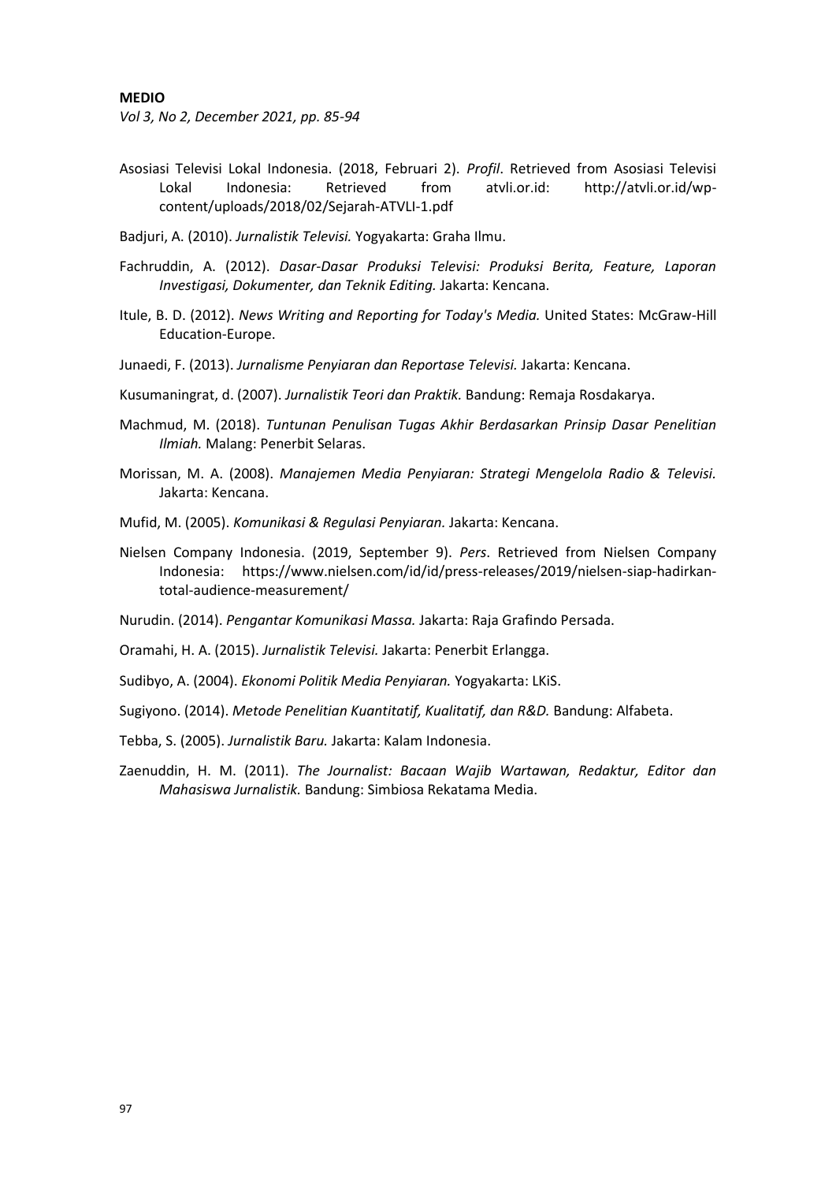Asosiasi Televisi Lokal Indonesia. (2018, Februari 2). *Profil*. Retrieved from Asosiasi Televisi Lokal Indonesia: Retrieved from atvli.or.id: http://atvli.or.id/wp-content/uploads/2018/02/Sejarah-ATVLI-1.pdf

Badjuri, A. (2010). *Jurnalistik Televisi.* Yogyakarta: Graha Ilmu.

Fachruddin, A. (2012). *Dasar-Dasar Produksi Televisi: Produksi Berita, Feature, Laporan Investigasi, Dokumenter, dan Teknik Editing.* Jakarta: Kencana.

Itule, B. D. (2012). *News Writing and Reporting for Today's Media.* United States: McGraw-Hill Education-Europe.

Junaedi, F. (2013). *Jurnalisme Penyiaran dan Reportase Televisi.* Jakarta: Kencana.

Kusumaningrat, d. (2007). *Jurnalistik Teori dan Praktik.* Bandung: Remaja Rosdakarya.

Machmud, M. (2018). *Tuntunan Penulisan Tugas Akhir Berdasarkan Prinsip Dasar Penelitian Ilmiah.* Malang: Penerbit Selaras.

Morissan, M. A. (2008). *Manajemen Media Penyiaran: Strategi Mengelola Radio & Televisi.* Jakarta: Kencana.

Mufid, M. (2005). *Komunikasi & Regulasi Penyiaran.* Jakarta: Kencana.

Nielsen Company Indonesia. (2019, September 9). *Pers*. Retrieved from Nielsen Company Indonesia: https://www.nielsen.com/id/id/press-releases/2019/nielsen-siap-hadirkan-total-audience-measurement/

Nurudin. (2014). *Pengantar Komunikasi Massa.* Jakarta: Raja Grafindo Persada.

Oramahi, H. A. (2015). *Jurnalistik Televisi.* Jakarta: Penerbit Erlangga.

Sudibyo, A. (2004). *Ekonomi Politik Media Penyiaran.* Yogyakarta: LKiS.

Sugiyono. (2014). *Metode Penelitian Kuantitatif, Kualitatif, dan R&D.* Bandung: Alfabeta.

Tebba, S. (2005). *Jurnalistik Baru.* Jakarta: Kalam Indonesia.

Zaenuddin, H. M. (2011). *The Journalist: Bacaan Wajib Wartawan, Redaktur, Editor dan Mahasiswa Jurnalistik.* Bandung: Simbiosa Rekatama Media.